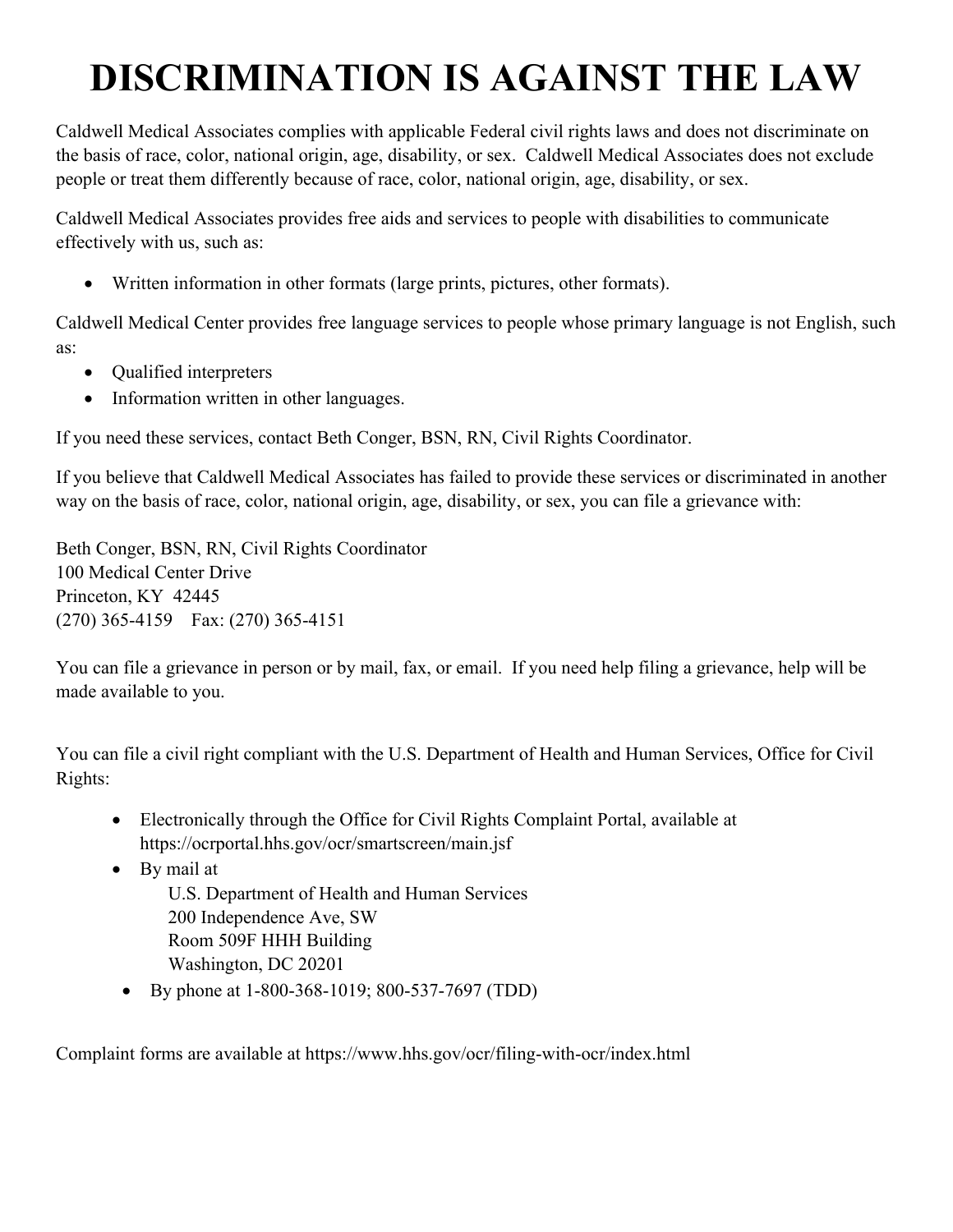# DISCRIMINATION IS AGAINST THE LAW

Caldwell Medical Associates complies with applicable Federal civil rights laws and does not discriminate on the basis of race, color, national origin, age, disability, or sex. Caldwell Medical Associates does not exclude people or treat them differently because of race, color, national origin, age, disability, or sex.

Caldwell Medical Associates provides free aids and services to people with disabilities to communicate effectively with us, such as:

- Written information in other formats (large prints, pictures, other formats).

Caldwell Medical Center provides free language services to people whose primary language is not English, such as:

- Qualified interpreters
- Information written in other languages.

If you need these services, contact Beth Conger, BSN, RN, Civil Rights Coordinator.

If you believe that Caldwell Medical Associates has failed to provide these services or discriminated in another way on the basis of race, color, national origin, age, disability, or sex, you can file a grievance with:

Beth Conger, BSN, RN, Civil Rights Coordinator
100 Medical Center Drive
Princeton, KY 42445
(270) 365-4159 Fax: (270) 365-4151

You can file a grievance in person or by mail, fax, or email. If you need help filing a grievance, help will be made available to you.

You can file a civil right compliant with the U.S. Department of Health and Human Services, Office for Civil Rights:

- Electronically through the Office for Civil Rights Complaint Portal, available at https://ocrportal.hhs.gov/ocr/smartscreen/main.jsf
- By mail at
  U.S. Department of Health and Human Services
  200 Independence Ave, SW
  Room 509F HHH Building
  Washington, DC 20201
- By phone at 1-800-368-1019; 800-537-7697 (TDD)

Complaint forms are available at https://www.hhs.gov/ocr/filing-with-ocr/index.html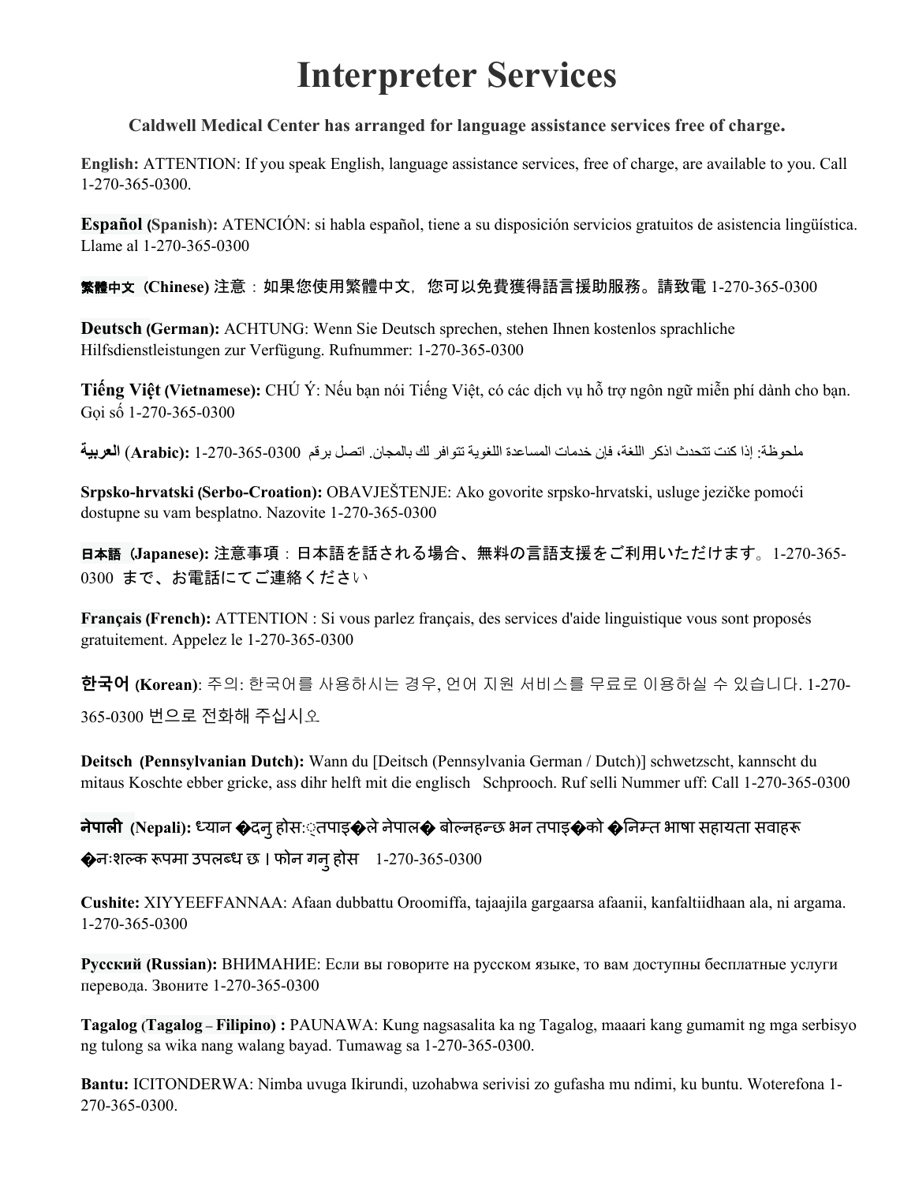# Interpreter Services

**Caldwell Medical Center has arranged for language assistance services free of charge.**

**English:** ATTENTION: If you speak English, language assistance services, free of charge, are available to you. Call 1-270-365-0300.

**Español (Spanish):** ATENCIÓN: si habla español, tiene a su disposición servicios gratuitos de asistencia lingüística. Llame al 1-270-365-0300

**繁體中文 (Chinese)** 注意：如果您使用繁體中文，您可以免費獲得語言援助服務。請致電 1-270-365-0300

**Deutsch (German):** ACHTUNG: Wenn Sie Deutsch sprechen, stehen Ihnen kostenlos sprachliche Hilfsdienstleistungen zur Verfügung. Rufnummer: 1-270-365-0300

**Tiếng Việt (Vietnamese):** CHÚ Ý: Nếu bạn nói Tiếng Việt, có các dịch vụ hỗ trợ ngôn ngữ miễn phí dành cho bạn. Gọi số 1-270-365-0300

**العربية (Arabic):** 1-270-365-0300 ملحوظة: إذا كنت تتحدث اذكر اللغة، فإن خدمات المساعدة اللغوية تتوافر لك بالمجان. اتصل برقم

**Srpsko-hrvatski (Serbo-Croation):** OBAVJEŠTENJE: Ako govorite srpsko-hrvatski, usluge jezičke pomoći dostupne su vam besplatno. Nazovite 1-270-365-0300

**日本語 (Japanese):** 注意事項：日本語を話される場合、無料の言語支援をご利用いただけます。1-270-365-0300 まで、お電話にてご連絡ください

**Français (French):** ATTENTION : Si vous parlez français, des services d'aide linguistique vous sont proposés gratuitement. Appelez le 1-270-365-0300

**한국어 (Korean)**: 주의: 한국어를 사용하시는 경우, 언어 지원 서비스를 무료로 이용하실 수 있습니다. 1-270-365-0300 번으로 전화해 주십시오

**Deitsch (Pennsylvanian Dutch):** Wann du [Deitsch (Pennsylvania German / Dutch)] schwetzscht, kannscht du mitaus Koschte ebber gricke, ass dihr helft mit die englisch Schprooch. Ruf selli Nummer uff: Call 1-270-365-0300

**नेपाली (Nepali):** ध्यान �दनु होस:्तपाइ�ले नेपाल� बोल्नहन्छ भन तपाइ�को �निम्त भाषा सहायता सवाहरू �नःशल्क रूपमा उपलब्ध छ । फोन गनु होस 1-270-365-0300

**Cushite:** XIYYEEFFANNAA: Afaan dubbattu Oroomiffa, tajaajila gargaarsa afaanii, kanfaltiidhaan ala, ni argama. 1-270-365-0300

**Русский (Russian):** ВНИМАНИЕ: Если вы говорите на русском языке, то вам доступны бесплатные услуги перевода. Звоните 1-270-365-0300

**Tagalog (Tagalog – Filipino) :** PAUNAWA: Kung nagsasalita ka ng Tagalog, maaari kang gumamit ng mga serbisyo ng tulong sa wika nang walang bayad. Tumawag sa 1-270-365-0300.

**Bantu:** ICITONDERWA: Nimba uvuga Ikirundi, uzohabwa serivisi zo gufasha mu ndimi, ku buntu. Woterefona 1-270-365-0300.